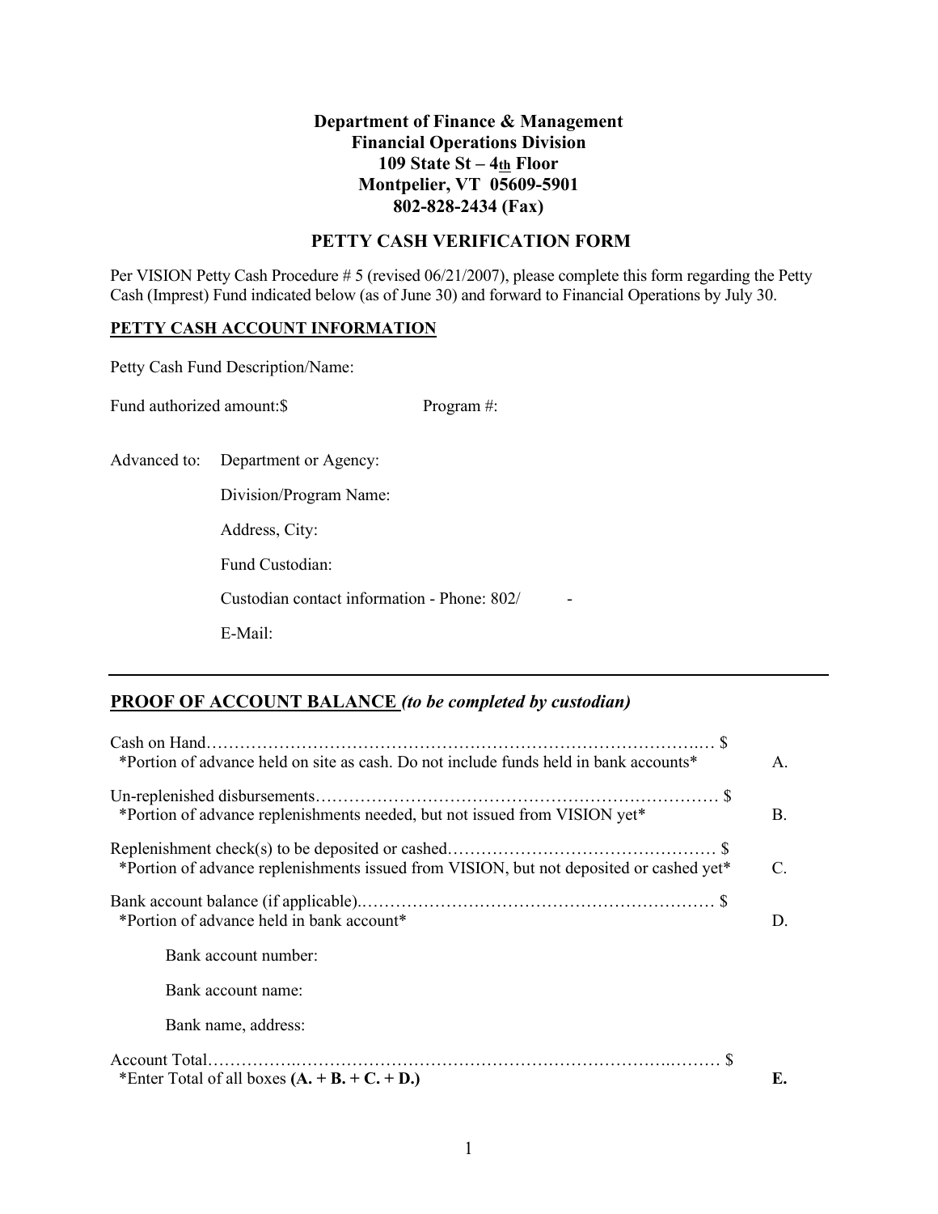**Department of Finance & Management**
**Financial Operations Division**
**109 State St – 4th Floor**
**Montpelier, VT 05609-5901**
**802-828-2434 (Fax)**

## PETTY CASH VERIFICATION FORM

Per VISION Petty Cash Procedure # 5 (revised 06/21/2007), please complete this form regarding the Petty Cash (Imprest) Fund indicated below (as of June 30) and forward to Financial Operations by July 30.

### PETTY CASH ACCOUNT INFORMATION

Petty Cash Fund Description/Name:

Fund authorized amount:$ Program #:

Advanced to: Department or Agency:

Division/Program Name:

Address, City:

Fund Custodian:

Custodian contact information - Phone: 802/ -

E-Mail:

---

### PROOF OF ACCOUNT BALANCE *(to be completed by custodian)*

Cash on Hand……………………………………………………………………………… $
*Portion of advance held on site as cash. Do not include funds held in bank accounts* A.

Un-replenished disbursements……………………………………………………………… $
*Portion of advance replenishments needed, but not issued from VISION yet* B.

Replenishment check(s) to be deposited or cashed………………………………………… $
*Portion of advance replenishments issued from VISION, but not deposited or cashed yet* C.

Bank account balance (if applicable)……………………………………………………… $
*Portion of advance held in bank account* D.

Bank account number:

Bank account name:

Bank name, address:

Account Total……………………………………………………………………………… $
*Enter Total of all boxes **(A. + B. + C. + D.)** **E.**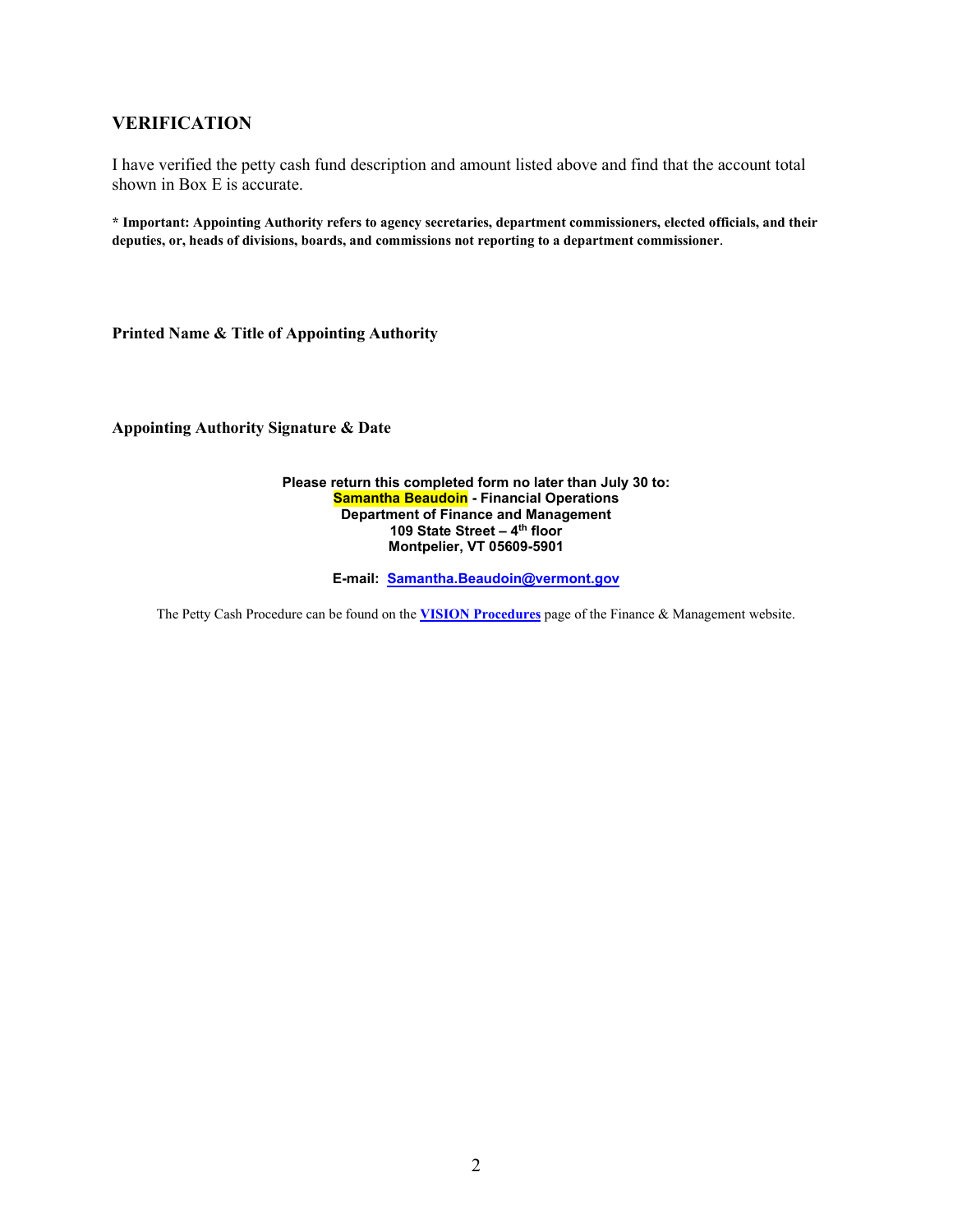## VERIFICATION

I have verified the petty cash fund description and amount listed above and find that the account total shown in Box E is accurate.

**\* Important: Appointing Authority refers to agency secretaries, department commissioners, elected officials, and their deputies, or, heads of divisions, boards, and commissions not reporting to a department commissioner**.

**Printed Name & Title of Appointing Authority**

**Appointing Authority Signature & Date**

**Please return this completed form no later than July 30 to:**
**Samantha Beaudoin - Financial Operations**
**Department of Finance and Management**
**109 State Street – 4th floor**
**Montpelier, VT 05609-5901**

**E-mail: Samantha.Beaudoin@vermont.gov**

The Petty Cash Procedure can be found on the **VISION Procedures** page of the Finance & Management website.